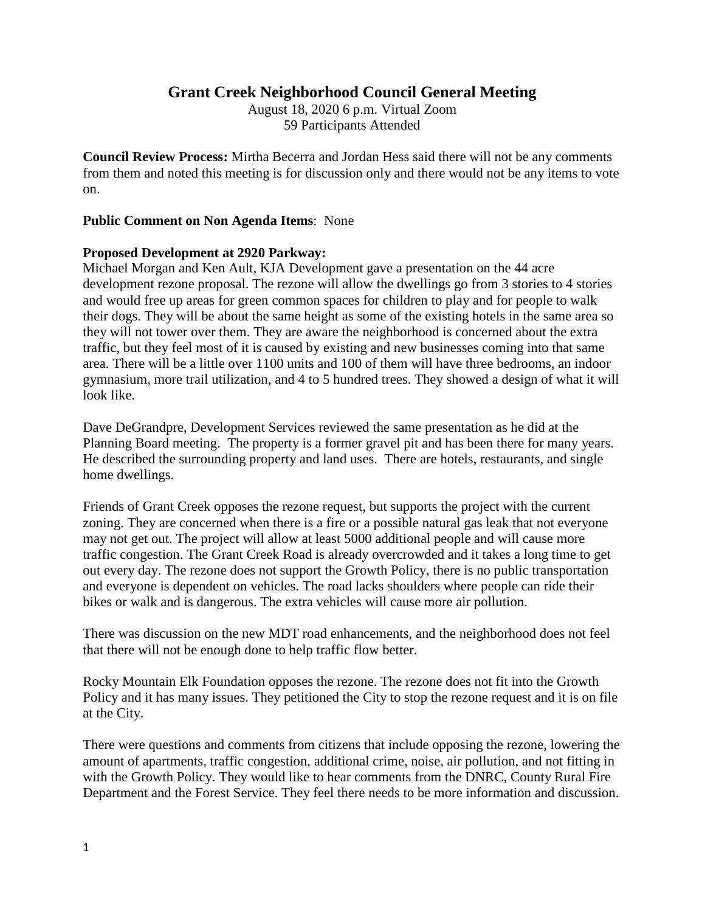# Grant Creek Neighborhood Council General Meeting

August 18, 2020 6 p.m. Virtual Zoom
59 Participants Attended

**Council Review Process:** Mirtha Becerra and Jordan Hess said there will not be any comments from them and noted this meeting is for discussion only and there would not be any items to vote on.

**Public Comment on Non Agenda Items**: None

**Proposed Development at 2920 Parkway:**
Michael Morgan and Ken Ault, KJA Development gave a presentation on the 44 acre development rezone proposal. The rezone will allow the dwellings go from 3 stories to 4 stories and would free up areas for green common spaces for children to play and for people to walk their dogs. They will be about the same height as some of the existing hotels in the same area so they will not tower over them. They are aware the neighborhood is concerned about the extra traffic, but they feel most of it is caused by existing and new businesses coming into that same area. There will be a little over 1100 units and 100 of them will have three bedrooms, an indoor gymnasium, more trail utilization, and 4 to 5 hundred trees. They showed a design of what it will look like.

Dave DeGrandpre, Development Services reviewed the same presentation as he did at the Planning Board meeting. The property is a former gravel pit and has been there for many years. He described the surrounding property and land uses. There are hotels, restaurants, and single home dwellings.

Friends of Grant Creek opposes the rezone request, but supports the project with the current zoning. They are concerned when there is a fire or a possible natural gas leak that not everyone may not get out. The project will allow at least 5000 additional people and will cause more traffic congestion. The Grant Creek Road is already overcrowded and it takes a long time to get out every day. The rezone does not support the Growth Policy, there is no public transportation and everyone is dependent on vehicles. The road lacks shoulders where people can ride their bikes or walk and is dangerous. The extra vehicles will cause more air pollution.

There was discussion on the new MDT road enhancements, and the neighborhood does not feel that there will not be enough done to help traffic flow better.

Rocky Mountain Elk Foundation opposes the rezone. The rezone does not fit into the Growth Policy and it has many issues. They petitioned the City to stop the rezone request and it is on file at the City.

There were questions and comments from citizens that include opposing the rezone, lowering the amount of apartments, traffic congestion, additional crime, noise, air pollution, and not fitting in with the Growth Policy. They would like to hear comments from the DNRC, County Rural Fire Department and the Forest Service. They feel there needs to be more information and discussion.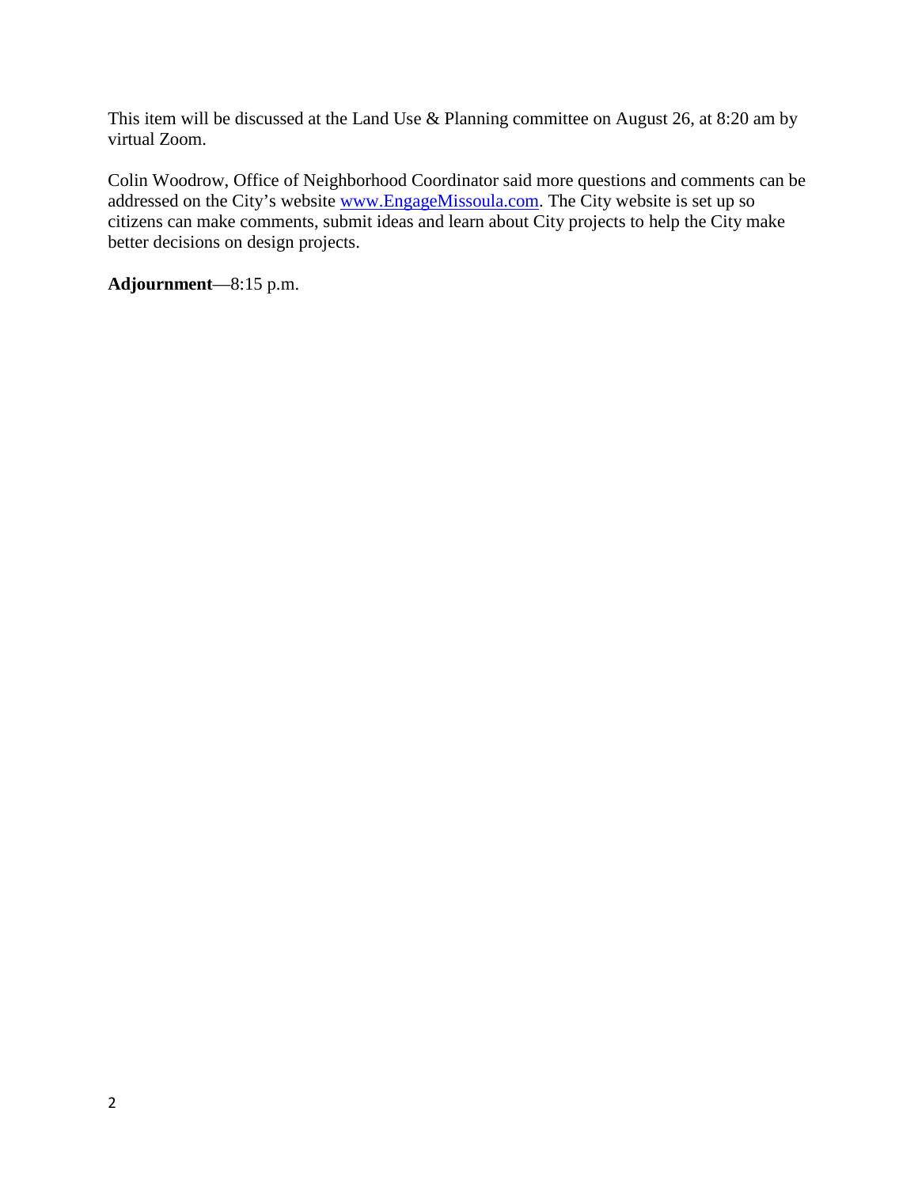This item will be discussed at the Land Use & Planning committee on August 26, at 8:20 am by virtual Zoom.

Colin Woodrow, Office of Neighborhood Coordinator said more questions and comments can be addressed on the City's website [www.EngageMissoula.com](http://www.EngageMissoula.com). The City website is set up so citizens can make comments, submit ideas and learn about City projects to help the City make better decisions on design projects.

**Adjournment**—8:15 p.m.